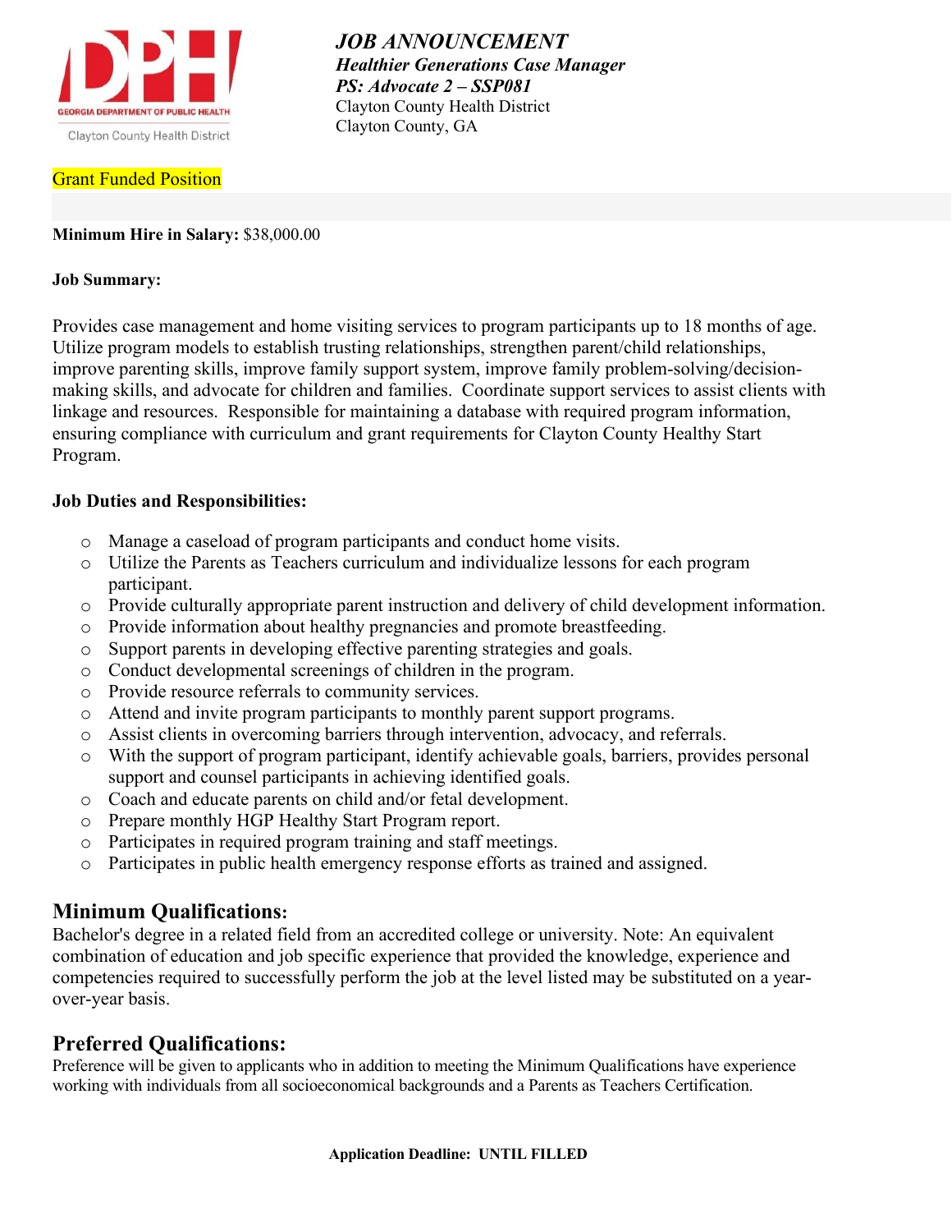Georgia Department of Public Health
Clayton County Health District

***JOB ANNOUNCEMENT***
***Healthier Generations Case Manager***
***PS: Advocate 2 – SSP081***
Clayton County Health District
Clayton County, GA

Grant Funded Position

**Minimum Hire in Salary:** $38,000.00

**Job Summary:**

Provides case management and home visiting services to program participants up to 18 months of age. Utilize program models to establish trusting relationships, strengthen parent/child relationships, improve parenting skills, improve family support system, improve family problem-solving/decision-making skills, and advocate for children and families. Coordinate support services to assist clients with linkage and resources. Responsible for maintaining a database with required program information, ensuring compliance with curriculum and grant requirements for Clayton County Healthy Start Program.

**Job Duties and Responsibilities:**

- Manage a caseload of program participants and conduct home visits.
- Utilize the Parents as Teachers curriculum and individualize lessons for each program participant.
- Provide culturally appropriate parent instruction and delivery of child development information.
- Provide information about healthy pregnancies and promote breastfeeding.
- Support parents in developing effective parenting strategies and goals.
- Conduct developmental screenings of children in the program.
- Provide resource referrals to community services.
- Attend and invite program participants to monthly parent support programs.
- Assist clients in overcoming barriers through intervention, advocacy, and referrals.
- With the support of program participant, identify achievable goals, barriers, provides personal support and counsel participants in achieving identified goals.
- Coach and educate parents on child and/or fetal development.
- Prepare monthly HGP Healthy Start Program report.
- Participates in required program training and staff meetings.
- Participates in public health emergency response efforts as trained and assigned.

## Minimum Qualifications:

Bachelor's degree in a related field from an accredited college or university. Note: An equivalent combination of education and job specific experience that provided the knowledge, experience and competencies required to successfully perform the job at the level listed may be substituted on a year-over-year basis.

## Preferred Qualifications:

Preference will be given to applicants who in addition to meeting the Minimum Qualifications have experience working with individuals from all socioeconomical backgrounds and a Parents as Teachers Certification.

**Application Deadline: UNTIL FILLED**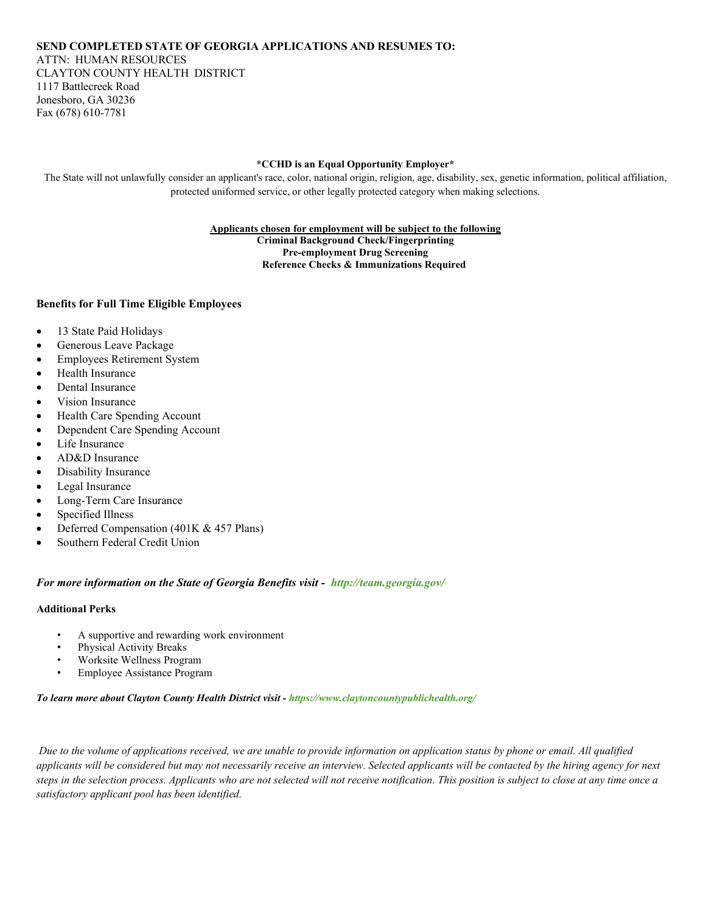**SEND COMPLETED STATE OF GEORGIA APPLICATIONS AND RESUMES TO:**
ATTN: HUMAN RESOURCES
CLAYTON COUNTY HEALTH DISTRICT
1117 Battlecreek Road
Jonesboro, GA 30236
Fax (678) 610-7781

**\*CCHD is an Equal Opportunity Employer\***

The State will not unlawfully consider an applicant's race, color, national origin, religion, age, disability, sex, genetic information, political affiliation, protected uniformed service, or other legally protected category when making selections.

**Applicants chosen for employment will be subject to the following**
**Criminal Background Check/Fingerprinting**
**Pre-employment Drug Screening**
**Reference Checks & Immunizations Required**

**Benefits for Full Time Eligible Employees**

- 13 State Paid Holidays
- Generous Leave Package
- Employees Retirement System
- Health Insurance
- Dental Insurance
- Vision Insurance
- Health Care Spending Account
- Dependent Care Spending Account
- Life Insurance
- AD&D Insurance
- Disability Insurance
- Legal Insurance
- Long-Term Care Insurance
- Specified Illness
- Deferred Compensation (401K & 457 Plans)
- Southern Federal Credit Union

***For more information on the State of Georgia Benefits visit - http://team.georgia.gov/***

**Additional Perks**

- A supportive and rewarding work environment
- Physical Activity Breaks
- Worksite Wellness Program
- Employee Assistance Program

***To learn more about Clayton County Health District visit - https://www.claytoncountypublichealth.org/***

*Due to the volume of applications received, we are unable to provide information on application status by phone or email. All qualified applicants will be considered but may not necessarily receive an interview. Selected applicants will be contacted by the hiring agency for next steps in the selection process. Applicants who are not selected will not receive notification. This position is subject to close at any time once a satisfactory applicant pool has been identified.*